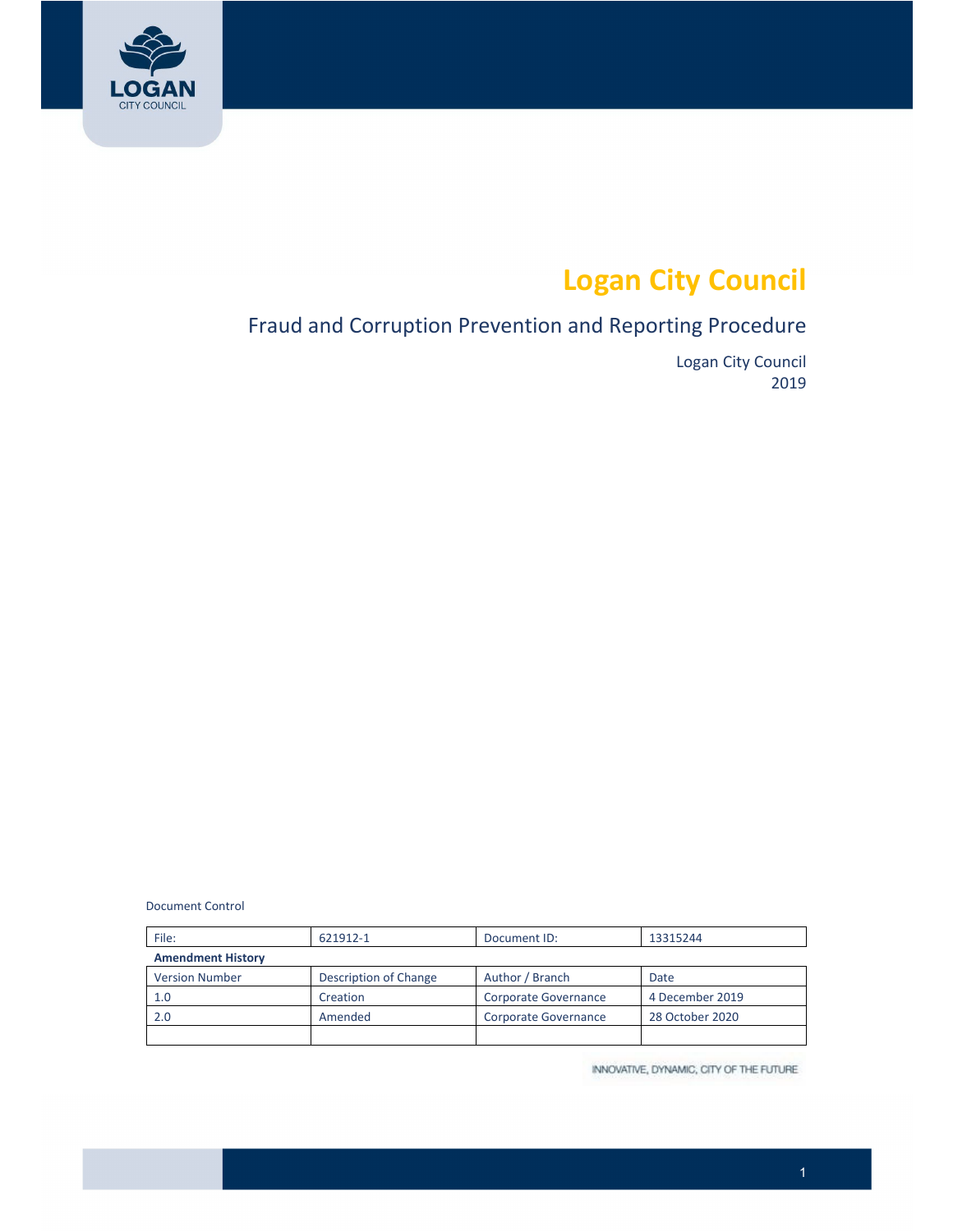LOGAN
CITY COUNCIL

# Logan City Council

## Fraud and Corruption Prevention and Reporting Procedure

Logan City Council
2019

Document Control

| | | | |
|---|---|---|---|
| File: | 621912-1 | Document ID: | 13315244 |
| **Amendment History** | | | |
| Version Number | Description of Change | Author / Branch | Date |
| 1.0 | Creation | Corporate Governance | 4 December 2019 |
| 2.0 | Amended | Corporate Governance | 28 October 2020 |
| | | | |

INNOVATIVE, DYNAMIC, CITY OF THE FUTURE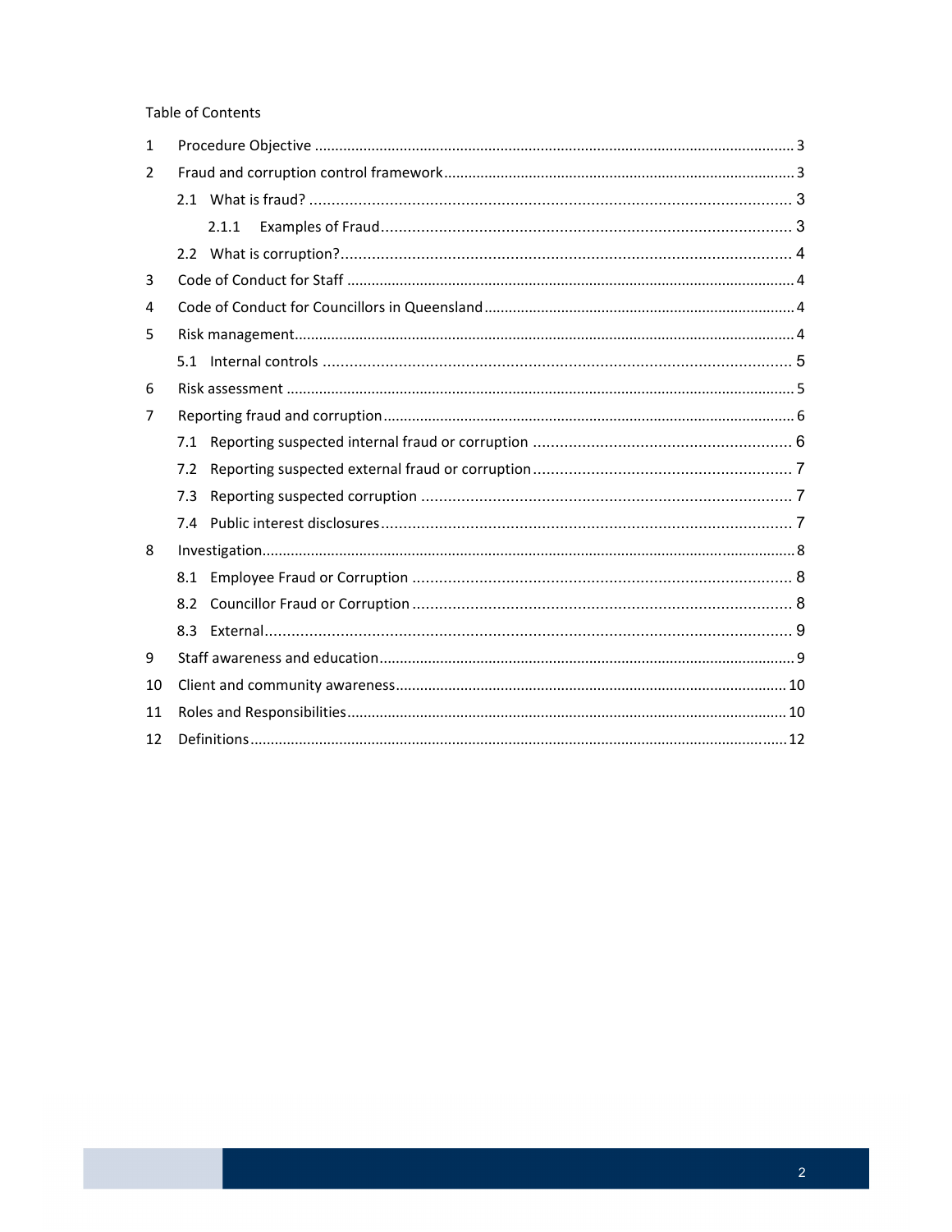Table of Contents

- 1 Procedure Objective ..... 3
- 2 Fraud and corruption control framework ..... 3
  - 2.1 What is fraud? ..... 3
    - 2.1.1 Examples of Fraud ..... 3
  - 2.2 What is corruption? ..... 4
- 3 Code of Conduct for Staff ..... 4
- 4 Code of Conduct for Councillors in Queensland ..... 4
- 5 Risk management ..... 4
  - 5.1 Internal controls ..... 5
- 6 Risk assessment ..... 5
- 7 Reporting fraud and corruption ..... 6
  - 7.1 Reporting suspected internal fraud or corruption ..... 6
  - 7.2 Reporting suspected external fraud or corruption ..... 7
  - 7.3 Reporting suspected corruption ..... 7
  - 7.4 Public interest disclosures ..... 7
- 8 Investigation ..... 8
  - 8.1 Employee Fraud or Corruption ..... 8
  - 8.2 Councillor Fraud or Corruption ..... 8
  - 8.3 External ..... 9
- 9 Staff awareness and education ..... 9
- 10 Client and community awareness ..... 10
- 11 Roles and Responsibilities ..... 10
- 12 Definitions ..... 12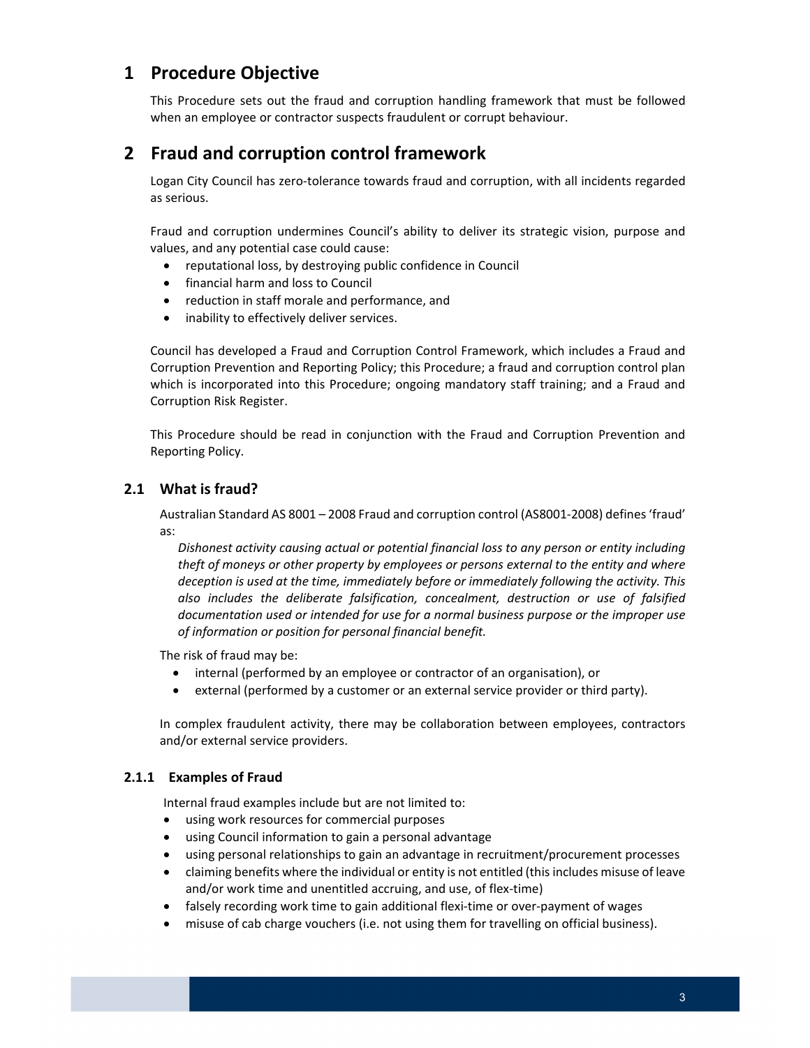# 1 Procedure Objective

This Procedure sets out the fraud and corruption handling framework that must be followed when an employee or contractor suspects fraudulent or corrupt behaviour.

# 2 Fraud and corruption control framework

Logan City Council has zero-tolerance towards fraud and corruption, with all incidents regarded as serious.

Fraud and corruption undermines Council's ability to deliver its strategic vision, purpose and values, and any potential case could cause:

- reputational loss, by destroying public confidence in Council
- financial harm and loss to Council
- reduction in staff morale and performance, and
- inability to effectively deliver services.

Council has developed a Fraud and Corruption Control Framework, which includes a Fraud and Corruption Prevention and Reporting Policy; this Procedure; a fraud and corruption control plan which is incorporated into this Procedure; ongoing mandatory staff training; and a Fraud and Corruption Risk Register.

This Procedure should be read in conjunction with the Fraud and Corruption Prevention and Reporting Policy.

## 2.1 What is fraud?

Australian Standard AS 8001 – 2008 Fraud and corruption control (AS8001-2008) defines 'fraud' as:

*Dishonest activity causing actual or potential financial loss to any person or entity including theft of moneys or other property by employees or persons external to the entity and where deception is used at the time, immediately before or immediately following the activity. This also includes the deliberate falsification, concealment, destruction or use of falsified documentation used or intended for use for a normal business purpose or the improper use of information or position for personal financial benefit.*

The risk of fraud may be:

- internal (performed by an employee or contractor of an organisation), or
- external (performed by a customer or an external service provider or third party).

In complex fraudulent activity, there may be collaboration between employees, contractors and/or external service providers.

### 2.1.1 Examples of Fraud

Internal fraud examples include but are not limited to:

- using work resources for commercial purposes
- using Council information to gain a personal advantage
- using personal relationships to gain an advantage in recruitment/procurement processes
- claiming benefits where the individual or entity is not entitled (this includes misuse of leave and/or work time and unentitled accruing, and use, of flex-time)
- falsely recording work time to gain additional flexi-time or over-payment of wages
- misuse of cab charge vouchers (i.e. not using them for travelling on official business).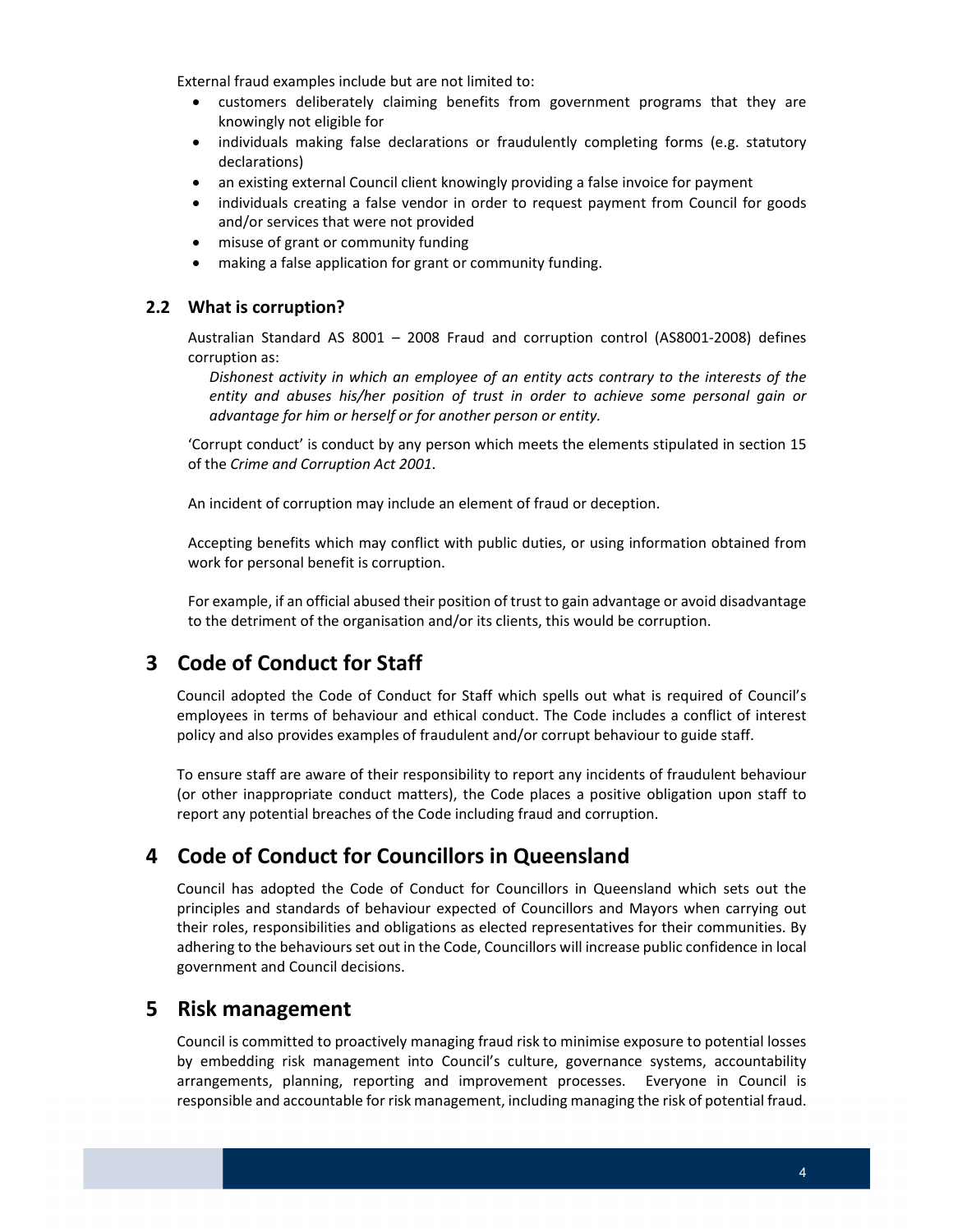External fraud examples include but are not limited to:

- customers deliberately claiming benefits from government programs that they are knowingly not eligible for
- individuals making false declarations or fraudulently completing forms (e.g. statutory declarations)
- an existing external Council client knowingly providing a false invoice for payment
- individuals creating a false vendor in order to request payment from Council for goods and/or services that were not provided
- misuse of grant or community funding
- making a false application for grant or community funding.

### 2.2 What is corruption?

Australian Standard AS 8001 – 2008 Fraud and corruption control (AS8001-2008) defines corruption as:

*Dishonest activity in which an employee of an entity acts contrary to the interests of the entity and abuses his/her position of trust in order to achieve some personal gain or advantage for him or herself or for another person or entity.*

'Corrupt conduct' is conduct by any person which meets the elements stipulated in section 15 of the *Crime and Corruption Act 2001*.

An incident of corruption may include an element of fraud or deception.

Accepting benefits which may conflict with public duties, or using information obtained from work for personal benefit is corruption.

For example, if an official abused their position of trust to gain advantage or avoid disadvantage to the detriment of the organisation and/or its clients, this would be corruption.

## 3 Code of Conduct for Staff

Council adopted the Code of Conduct for Staff which spells out what is required of Council's employees in terms of behaviour and ethical conduct. The Code includes a conflict of interest policy and also provides examples of fraudulent and/or corrupt behaviour to guide staff.

To ensure staff are aware of their responsibility to report any incidents of fraudulent behaviour (or other inappropriate conduct matters), the Code places a positive obligation upon staff to report any potential breaches of the Code including fraud and corruption.

## 4 Code of Conduct for Councillors in Queensland

Council has adopted the Code of Conduct for Councillors in Queensland which sets out the principles and standards of behaviour expected of Councillors and Mayors when carrying out their roles, responsibilities and obligations as elected representatives for their communities. By adhering to the behaviours set out in the Code, Councillors will increase public confidence in local government and Council decisions.

## 5 Risk management

Council is committed to proactively managing fraud risk to minimise exposure to potential losses by embedding risk management into Council's culture, governance systems, accountability arrangements, planning, reporting and improvement processes. Everyone in Council is responsible and accountable for risk management, including managing the risk of potential fraud.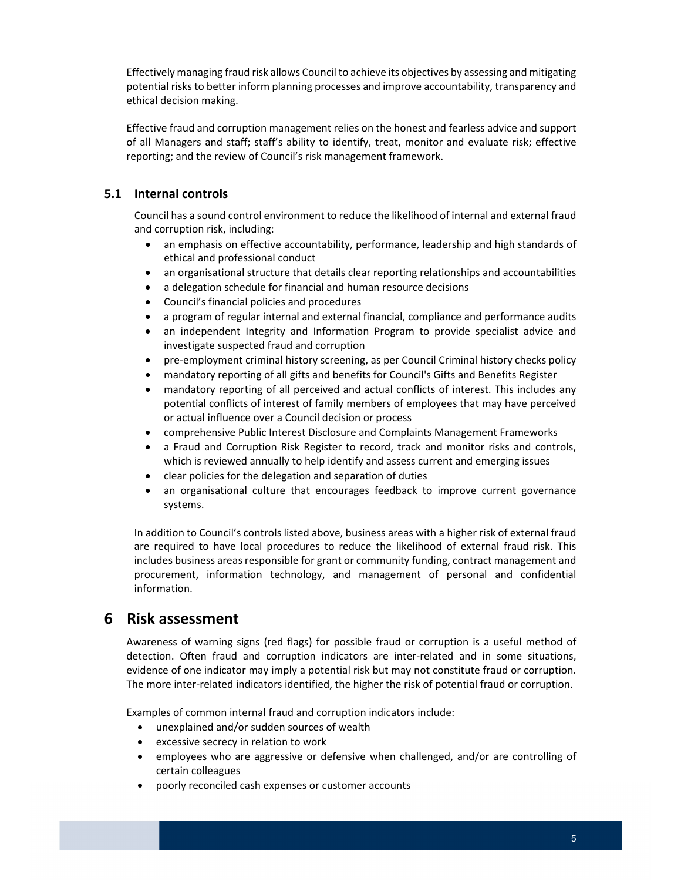Effectively managing fraud risk allows Council to achieve its objectives by assessing and mitigating potential risks to better inform planning processes and improve accountability, transparency and ethical decision making.

Effective fraud and corruption management relies on the honest and fearless advice and support of all Managers and staff; staff's ability to identify, treat, monitor and evaluate risk; effective reporting; and the review of Council's risk management framework.

## 5.1 Internal controls

Council has a sound control environment to reduce the likelihood of internal and external fraud and corruption risk, including:

- an emphasis on effective accountability, performance, leadership and high standards of ethical and professional conduct
- an organisational structure that details clear reporting relationships and accountabilities
- a delegation schedule for financial and human resource decisions
- Council's financial policies and procedures
- a program of regular internal and external financial, compliance and performance audits
- an independent Integrity and Information Program to provide specialist advice and investigate suspected fraud and corruption
- pre-employment criminal history screening, as per Council Criminal history checks policy
- mandatory reporting of all gifts and benefits for Council's Gifts and Benefits Register
- mandatory reporting of all perceived and actual conflicts of interest. This includes any potential conflicts of interest of family members of employees that may have perceived or actual influence over a Council decision or process
- comprehensive Public Interest Disclosure and Complaints Management Frameworks
- a Fraud and Corruption Risk Register to record, track and monitor risks and controls, which is reviewed annually to help identify and assess current and emerging issues
- clear policies for the delegation and separation of duties
- an organisational culture that encourages feedback to improve current governance systems.

In addition to Council's controls listed above, business areas with a higher risk of external fraud are required to have local procedures to reduce the likelihood of external fraud risk. This includes business areas responsible for grant or community funding, contract management and procurement, information technology, and management of personal and confidential information.

# 6 Risk assessment

Awareness of warning signs (red flags) for possible fraud or corruption is a useful method of detection. Often fraud and corruption indicators are inter-related and in some situations, evidence of one indicator may imply a potential risk but may not constitute fraud or corruption. The more inter-related indicators identified, the higher the risk of potential fraud or corruption.

Examples of common internal fraud and corruption indicators include:

- unexplained and/or sudden sources of wealth
- excessive secrecy in relation to work
- employees who are aggressive or defensive when challenged, and/or are controlling of certain colleagues
- poorly reconciled cash expenses or customer accounts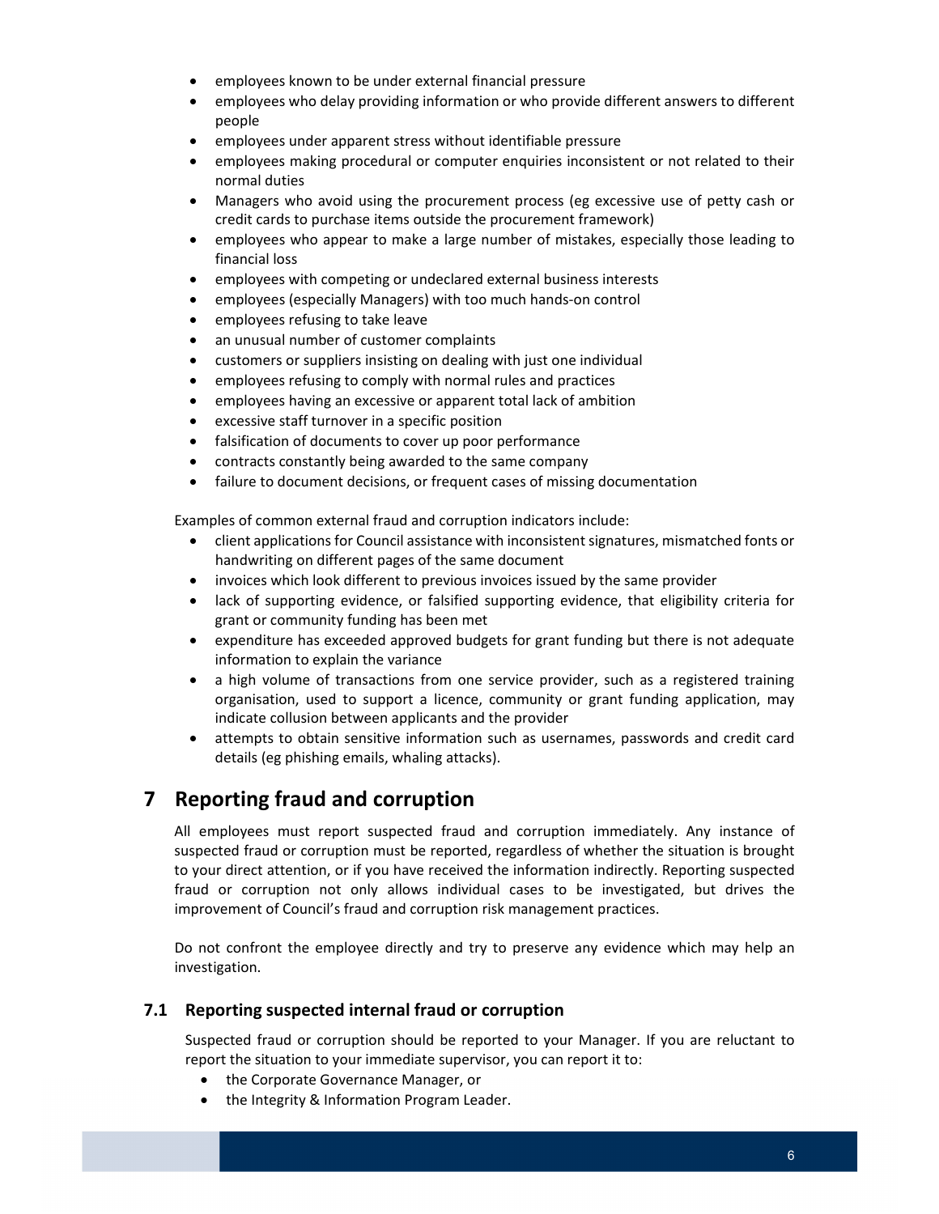- employees known to be under external financial pressure
- employees who delay providing information or who provide different answers to different people
- employees under apparent stress without identifiable pressure
- employees making procedural or computer enquiries inconsistent or not related to their normal duties
- Managers who avoid using the procurement process (eg excessive use of petty cash or credit cards to purchase items outside the procurement framework)
- employees who appear to make a large number of mistakes, especially those leading to financial loss
- employees with competing or undeclared external business interests
- employees (especially Managers) with too much hands-on control
- employees refusing to take leave
- an unusual number of customer complaints
- customers or suppliers insisting on dealing with just one individual
- employees refusing to comply with normal rules and practices
- employees having an excessive or apparent total lack of ambition
- excessive staff turnover in a specific position
- falsification of documents to cover up poor performance
- contracts constantly being awarded to the same company
- failure to document decisions, or frequent cases of missing documentation

Examples of common external fraud and corruption indicators include:

- client applications for Council assistance with inconsistent signatures, mismatched fonts or handwriting on different pages of the same document
- invoices which look different to previous invoices issued by the same provider
- lack of supporting evidence, or falsified supporting evidence, that eligibility criteria for grant or community funding has been met
- expenditure has exceeded approved budgets for grant funding but there is not adequate information to explain the variance
- a high volume of transactions from one service provider, such as a registered training organisation, used to support a licence, community or grant funding application, may indicate collusion between applicants and the provider
- attempts to obtain sensitive information such as usernames, passwords and credit card details (eg phishing emails, whaling attacks).

# 7 Reporting fraud and corruption

All employees must report suspected fraud and corruption immediately. Any instance of suspected fraud or corruption must be reported, regardless of whether the situation is brought to your direct attention, or if you have received the information indirectly. Reporting suspected fraud or corruption not only allows individual cases to be investigated, but drives the improvement of Council's fraud and corruption risk management practices.

Do not confront the employee directly and try to preserve any evidence which may help an investigation.

## 7.1 Reporting suspected internal fraud or corruption

Suspected fraud or corruption should be reported to your Manager. If you are reluctant to report the situation to your immediate supervisor, you can report it to:

- the Corporate Governance Manager, or
- the Integrity & Information Program Leader.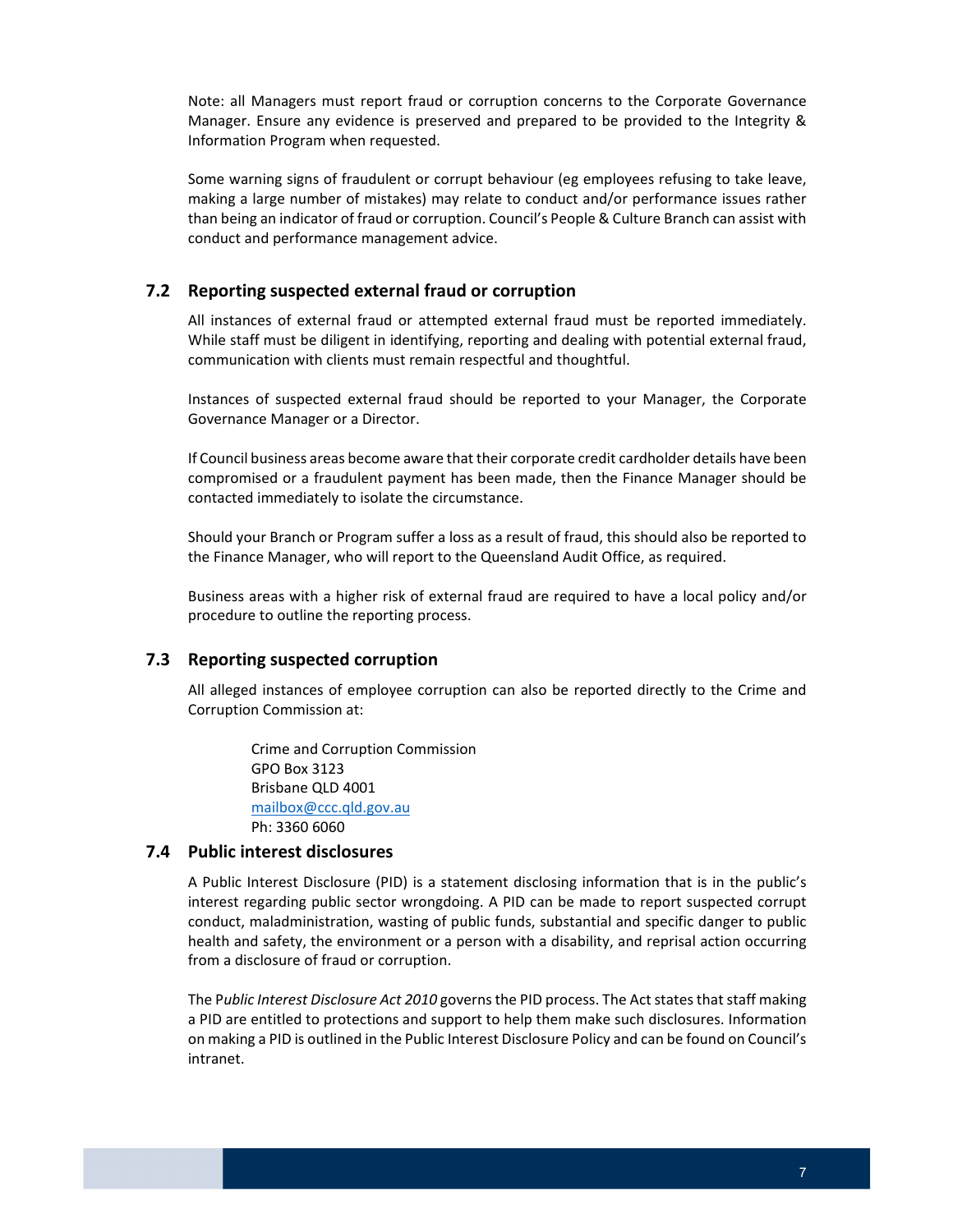Note: all Managers must report fraud or corruption concerns to the Corporate Governance Manager. Ensure any evidence is preserved and prepared to be provided to the Integrity & Information Program when requested.

Some warning signs of fraudulent or corrupt behaviour (eg employees refusing to take leave, making a large number of mistakes) may relate to conduct and/or performance issues rather than being an indicator of fraud or corruption. Council's People & Culture Branch can assist with conduct and performance management advice.

## 7.2 Reporting suspected external fraud or corruption

All instances of external fraud or attempted external fraud must be reported immediately. While staff must be diligent in identifying, reporting and dealing with potential external fraud, communication with clients must remain respectful and thoughtful.

Instances of suspected external fraud should be reported to your Manager, the Corporate Governance Manager or a Director.

If Council business areas become aware that their corporate credit cardholder details have been compromised or a fraudulent payment has been made, then the Finance Manager should be contacted immediately to isolate the circumstance.

Should your Branch or Program suffer a loss as a result of fraud, this should also be reported to the Finance Manager, who will report to the Queensland Audit Office, as required.

Business areas with a higher risk of external fraud are required to have a local policy and/or procedure to outline the reporting process.

## 7.3 Reporting suspected corruption

All alleged instances of employee corruption can also be reported directly to the Crime and Corruption Commission at:

Crime and Corruption Commission
GPO Box 3123
Brisbane QLD 4001
mailbox@ccc.qld.gov.au
Ph: 3360 6060

## 7.4 Public interest disclosures

A Public Interest Disclosure (PID) is a statement disclosing information that is in the public's interest regarding public sector wrongdoing. A PID can be made to report suspected corrupt conduct, maladministration, wasting of public funds, substantial and specific danger to public health and safety, the environment or a person with a disability, and reprisal action occurring from a disclosure of fraud or corruption.

The *Public Interest Disclosure Act 2010* governs the PID process. The Act states that staff making a PID are entitled to protections and support to help them make such disclosures. Information on making a PID is outlined in the Public Interest Disclosure Policy and can be found on Council's intranet.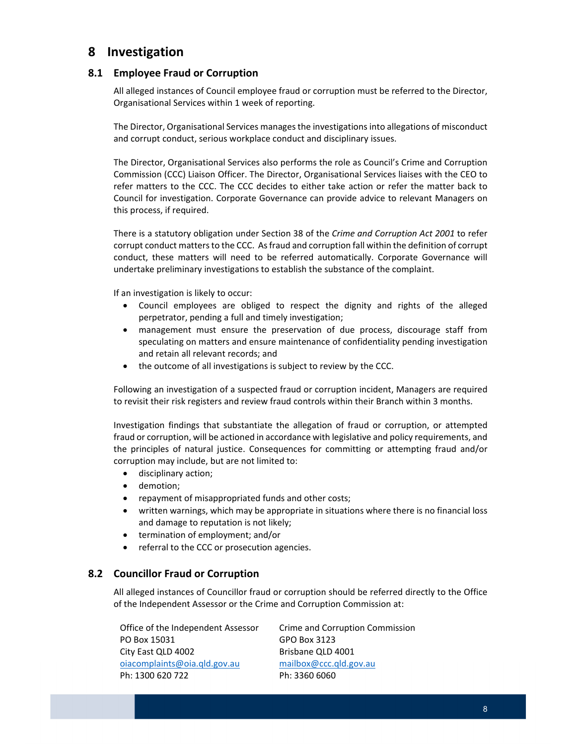# 8 Investigation

## 8.1 Employee Fraud or Corruption

All alleged instances of Council employee fraud or corruption must be referred to the Director, Organisational Services within 1 week of reporting.

The Director, Organisational Services manages the investigations into allegations of misconduct and corrupt conduct, serious workplace conduct and disciplinary issues.

The Director, Organisational Services also performs the role as Council's Crime and Corruption Commission (CCC) Liaison Officer. The Director, Organisational Services liaises with the CEO to refer matters to the CCC. The CCC decides to either take action or refer the matter back to Council for investigation. Corporate Governance can provide advice to relevant Managers on this process, if required.

There is a statutory obligation under Section 38 of the *Crime and Corruption Act 2001* to refer corrupt conduct matters to the CCC. As fraud and corruption fall within the definition of corrupt conduct, these matters will need to be referred automatically. Corporate Governance will undertake preliminary investigations to establish the substance of the complaint.

If an investigation is likely to occur:

- Council employees are obliged to respect the dignity and rights of the alleged perpetrator, pending a full and timely investigation;
- management must ensure the preservation of due process, discourage staff from speculating on matters and ensure maintenance of confidentiality pending investigation and retain all relevant records; and
- the outcome of all investigations is subject to review by the CCC.

Following an investigation of a suspected fraud or corruption incident, Managers are required to revisit their risk registers and review fraud controls within their Branch within 3 months.

Investigation findings that substantiate the allegation of fraud or corruption, or attempted fraud or corruption, will be actioned in accordance with legislative and policy requirements, and the principles of natural justice. Consequences for committing or attempting fraud and/or corruption may include, but are not limited to:

- disciplinary action;
- demotion;
- repayment of misappropriated funds and other costs;
- written warnings, which may be appropriate in situations where there is no financial loss and damage to reputation is not likely;
- termination of employment; and/or
- referral to the CCC or prosecution agencies.

## 8.2 Councillor Fraud or Corruption

All alleged instances of Councillor fraud or corruption should be referred directly to the Office of the Independent Assessor or the Crime and Corruption Commission at:

Office of the Independent Assessor
PO Box 15031
City East QLD 4002
oiacomplaints@oia.qld.gov.au
Ph: 1300 620 722

Crime and Corruption Commission
GPO Box 3123
Brisbane QLD 4001
mailbox@ccc.qld.gov.au
Ph: 3360 6060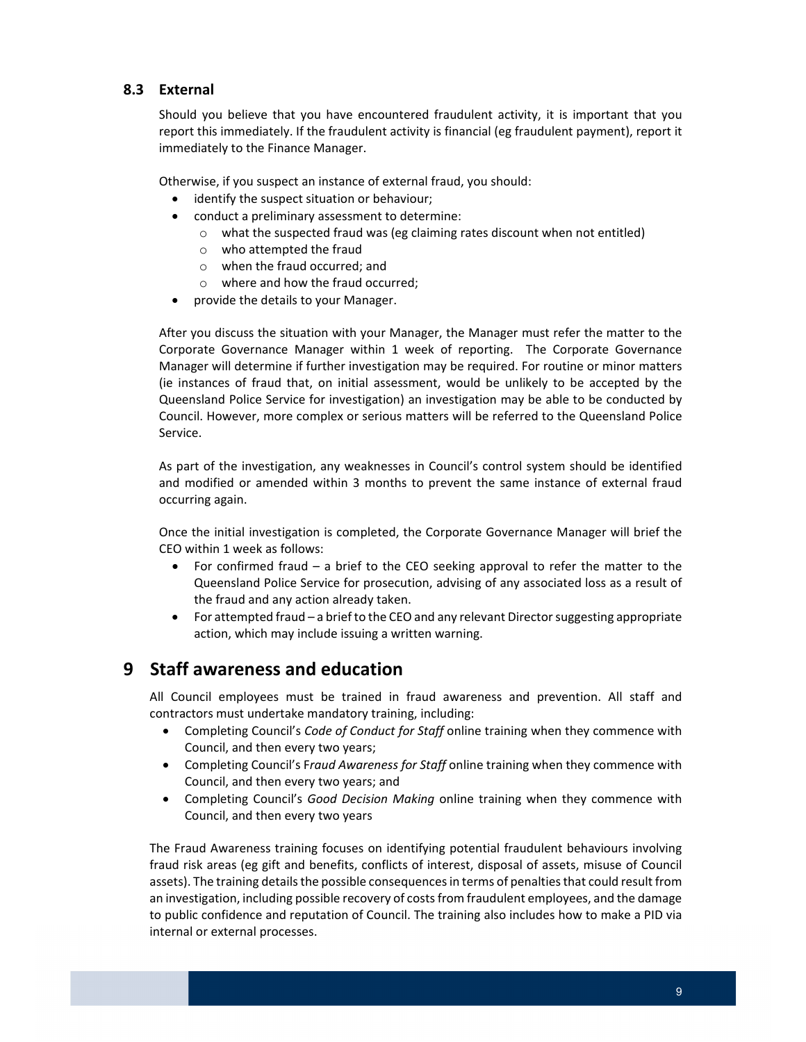### 8.3 External

Should you believe that you have encountered fraudulent activity, it is important that you report this immediately. If the fraudulent activity is financial (eg fraudulent payment), report it immediately to the Finance Manager.

Otherwise, if you suspect an instance of external fraud, you should:

- identify the suspect situation or behaviour;
- conduct a preliminary assessment to determine:
  - what the suspected fraud was (eg claiming rates discount when not entitled)
  - who attempted the fraud
  - when the fraud occurred; and
  - where and how the fraud occurred;
- provide the details to your Manager.

After you discuss the situation with your Manager, the Manager must refer the matter to the Corporate Governance Manager within 1 week of reporting. The Corporate Governance Manager will determine if further investigation may be required. For routine or minor matters (ie instances of fraud that, on initial assessment, would be unlikely to be accepted by the Queensland Police Service for investigation) an investigation may be able to be conducted by Council. However, more complex or serious matters will be referred to the Queensland Police Service.

As part of the investigation, any weaknesses in Council's control system should be identified and modified or amended within 3 months to prevent the same instance of external fraud occurring again.

Once the initial investigation is completed, the Corporate Governance Manager will brief the CEO within 1 week as follows:

- For confirmed fraud – a brief to the CEO seeking approval to refer the matter to the Queensland Police Service for prosecution, advising of any associated loss as a result of the fraud and any action already taken.
- For attempted fraud – a brief to the CEO and any relevant Director suggesting appropriate action, which may include issuing a written warning.

## 9 Staff awareness and education

All Council employees must be trained in fraud awareness and prevention. All staff and contractors must undertake mandatory training, including:

- Completing Council's *Code of Conduct for Staff* online training when they commence with Council, and then every two years;
- Completing Council's F*raud Awareness for Staff* online training when they commence with Council, and then every two years; and
- Completing Council's *Good Decision Making* online training when they commence with Council, and then every two years

The Fraud Awareness training focuses on identifying potential fraudulent behaviours involving fraud risk areas (eg gift and benefits, conflicts of interest, disposal of assets, misuse of Council assets). The training details the possible consequences in terms of penalties that could result from an investigation, including possible recovery of costs from fraudulent employees, and the damage to public confidence and reputation of Council. The training also includes how to make a PID via internal or external processes.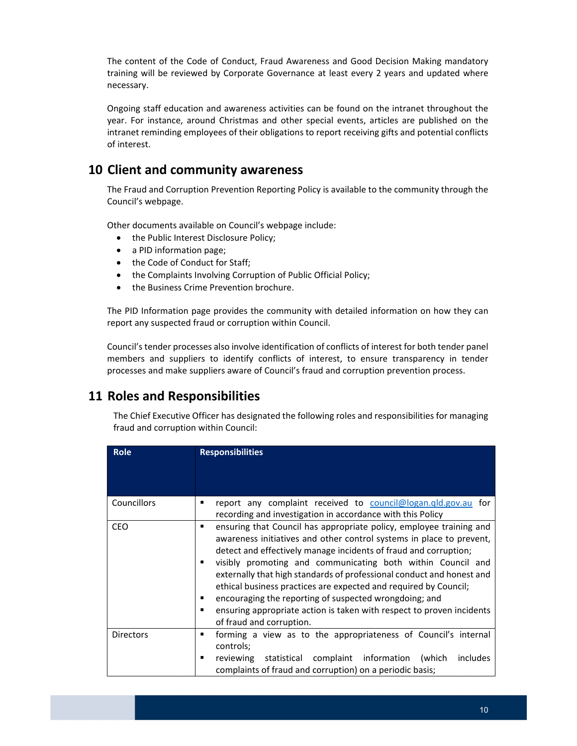The content of the Code of Conduct, Fraud Awareness and Good Decision Making mandatory training will be reviewed by Corporate Governance at least every 2 years and updated where necessary.

Ongoing staff education and awareness activities can be found on the intranet throughout the year. For instance, around Christmas and other special events, articles are published on the intranet reminding employees of their obligations to report receiving gifts and potential conflicts of interest.

## 10 Client and community awareness

The Fraud and Corruption Prevention Reporting Policy is available to the community through the Council's webpage.

Other documents available on Council's webpage include:

- the Public Interest Disclosure Policy;
- a PID information page;
- the Code of Conduct for Staff;
- the Complaints Involving Corruption of Public Official Policy;
- the Business Crime Prevention brochure.

The PID Information page provides the community with detailed information on how they can report any suspected fraud or corruption within Council.

Council's tender processes also involve identification of conflicts of interest for both tender panel members and suppliers to identify conflicts of interest, to ensure transparency in tender processes and make suppliers aware of Council's fraud and corruption prevention process.

## 11 Roles and Responsibilities

The Chief Executive Officer has designated the following roles and responsibilities for managing fraud and corruption within Council:

| Role | Responsibilities |
|---|---|
| Councillors | ▪ report any complaint received to council@logan.qld.gov.au for recording and investigation in accordance with this Policy |
| CEO | ▪ ensuring that Council has appropriate policy, employee training and awareness initiatives and other control systems in place to prevent, detect and effectively manage incidents of fraud and corruption;<br>▪ visibly promoting and communicating both within Council and externally that high standards of professional conduct and honest and ethical business practices are expected and required by Council;<br>▪ encouraging the reporting of suspected wrongdoing; and<br>▪ ensuring appropriate action is taken with respect to proven incidents of fraud and corruption. |
| Directors | ▪ forming a view as to the appropriateness of Council's internal controls;<br>▪ reviewing statistical complaint information (which includes complaints of fraud and corruption) on a periodic basis; |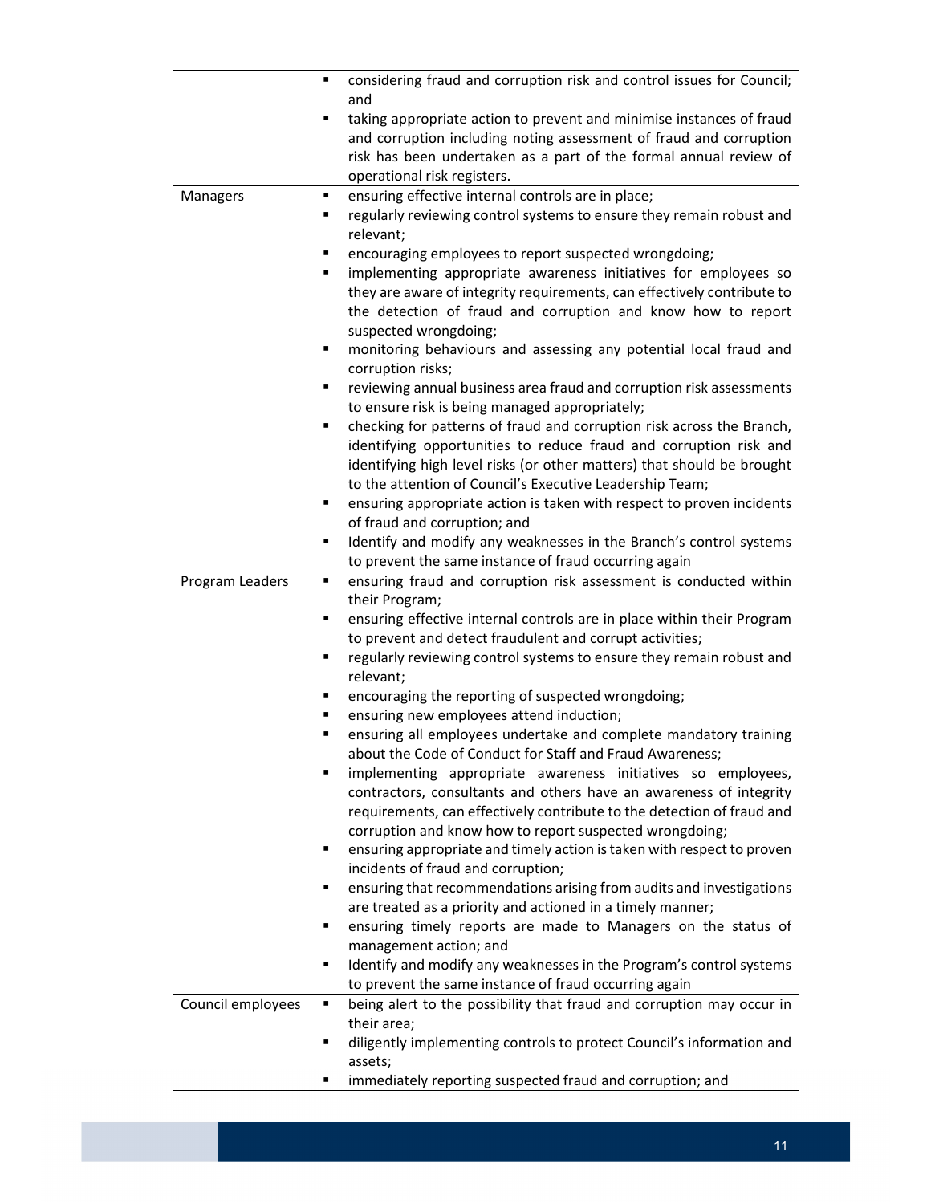| | |
|---|---|
| | ▪ considering fraud and corruption risk and control issues for Council; and<br>▪ taking appropriate action to prevent and minimise instances of fraud and corruption including noting assessment of fraud and corruption risk has been undertaken as a part of the formal annual review of operational risk registers. |
| Managers | ▪ ensuring effective internal controls are in place;<br>▪ regularly reviewing control systems to ensure they remain robust and relevant;<br>▪ encouraging employees to report suspected wrongdoing;<br>▪ implementing appropriate awareness initiatives for employees so they are aware of integrity requirements, can effectively contribute to the detection of fraud and corruption and know how to report suspected wrongdoing;<br>▪ monitoring behaviours and assessing any potential local fraud and corruption risks;<br>▪ reviewing annual business area fraud and corruption risk assessments to ensure risk is being managed appropriately;<br>▪ checking for patterns of fraud and corruption risk across the Branch, identifying opportunities to reduce fraud and corruption risk and identifying high level risks (or other matters) that should be brought to the attention of Council's Executive Leadership Team;<br>▪ ensuring appropriate action is taken with respect to proven incidents of fraud and corruption; and<br>▪ Identify and modify any weaknesses in the Branch's control systems to prevent the same instance of fraud occurring again |
| Program Leaders | ▪ ensuring fraud and corruption risk assessment is conducted within their Program;<br>▪ ensuring effective internal controls are in place within their Program to prevent and detect fraudulent and corrupt activities;<br>▪ regularly reviewing control systems to ensure they remain robust and relevant;<br>▪ encouraging the reporting of suspected wrongdoing;<br>▪ ensuring new employees attend induction;<br>▪ ensuring all employees undertake and complete mandatory training about the Code of Conduct for Staff and Fraud Awareness;<br>▪ implementing appropriate awareness initiatives so employees, contractors, consultants and others have an awareness of integrity requirements, can effectively contribute to the detection of fraud and corruption and know how to report suspected wrongdoing;<br>▪ ensuring appropriate and timely action is taken with respect to proven incidents of fraud and corruption;<br>▪ ensuring that recommendations arising from audits and investigations are treated as a priority and actioned in a timely manner;<br>▪ ensuring timely reports are made to Managers on the status of management action; and<br>▪ Identify and modify any weaknesses in the Program's control systems to prevent the same instance of fraud occurring again |
| Council employees | ▪ being alert to the possibility that fraud and corruption may occur in their area;<br>▪ diligently implementing controls to protect Council's information and assets;<br>▪ immediately reporting suspected fraud and corruption; and |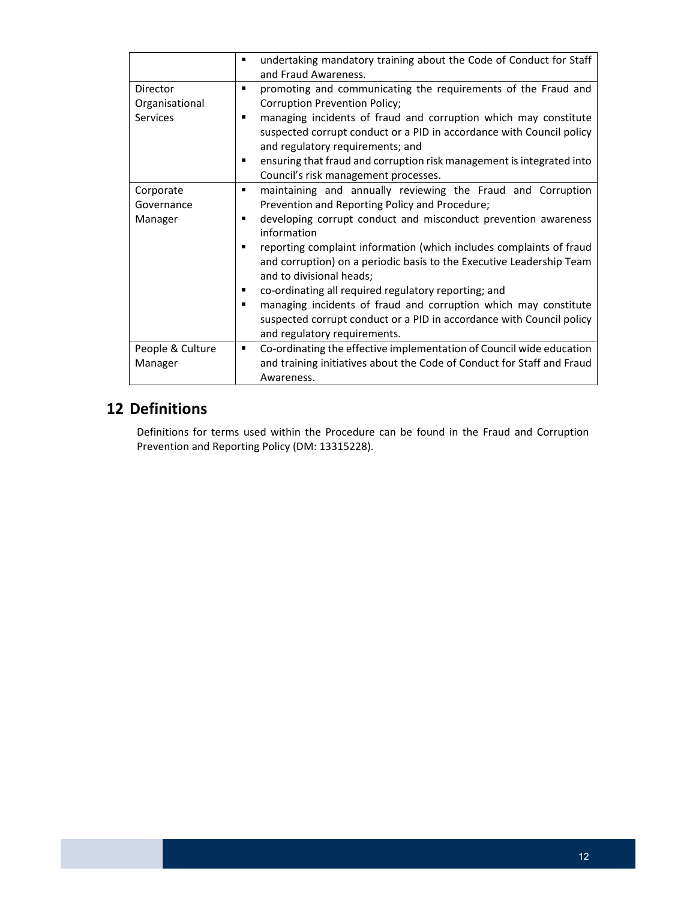| | |
|---|---|
| | ▪ undertaking mandatory training about the Code of Conduct for Staff and Fraud Awareness. |
| Director Organisational Services | ▪ promoting and communicating the requirements of the Fraud and Corruption Prevention Policy;<br>▪ managing incidents of fraud and corruption which may constitute suspected corrupt conduct or a PID in accordance with Council policy and regulatory requirements; and<br>▪ ensuring that fraud and corruption risk management is integrated into Council's risk management processes. |
| Corporate Governance Manager | ▪ maintaining and annually reviewing the Fraud and Corruption Prevention and Reporting Policy and Procedure;<br>▪ developing corrupt conduct and misconduct prevention awareness information<br>▪ reporting complaint information (which includes complaints of fraud and corruption) on a periodic basis to the Executive Leadership Team and to divisional heads;<br>▪ co-ordinating all required regulatory reporting; and<br>▪ managing incidents of fraud and corruption which may constitute suspected corrupt conduct or a PID in accordance with Council policy and regulatory requirements. |
| People & Culture Manager | ▪ Co-ordinating the effective implementation of Council wide education and training initiatives about the Code of Conduct for Staff and Fraud Awareness. |

## 12 Definitions

Definitions for terms used within the Procedure can be found in the Fraud and Corruption Prevention and Reporting Policy (DM: 13315228).